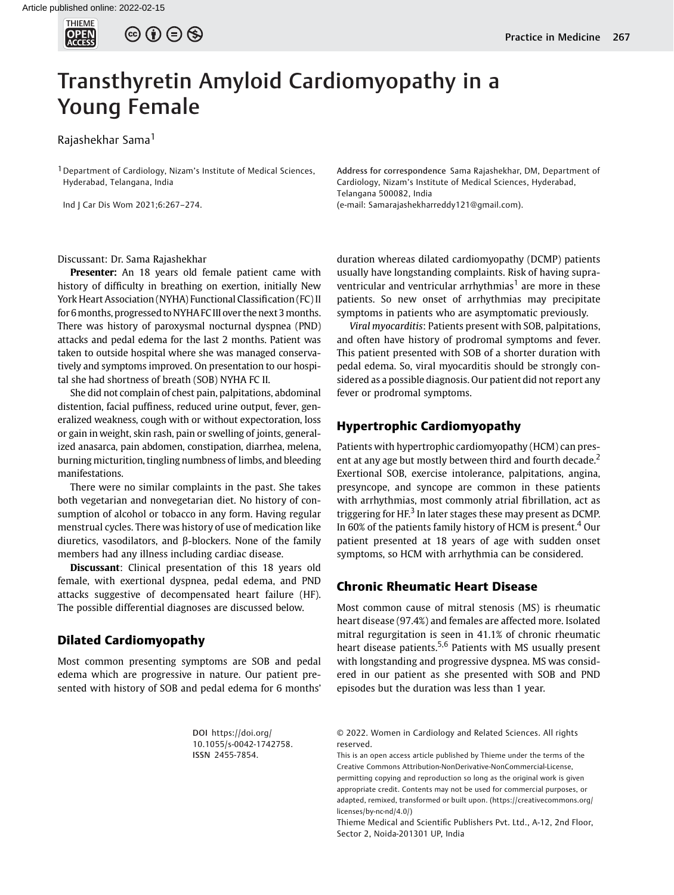# Transthyretin Amyloid Cardiomyopathy in a Young Female

Rajashekhar Sama[1]

[1] Department of Cardiology, Nizam's Institute of Medical Sciences, Hyderabad, Telangana, India

Address for correspondence Sama Rajashekhar, DM, Department of Cardiology, Nizam's Institute of Medical Sciences, Hyderabad, Telangana 500082, India (e-mail: Samarajashekharreddy121@gmail.com).

Discussant: Dr. Sama Rajashekhar

**Presenter:** An 18 years old female patient came with history of difficulty in breathing on exertion, initially New York Heart Association (NYHA) Functional Classification (FC) II for 6 months, progressed to NYHA FC III over the next 3 months. There was history of paroxysmal nocturnal dyspnea (PND) attacks and pedal edema for the last 2 months. Patient was taken to outside hospital where she was managed conservatively and symptoms improved. On presentation to our hospital she had shortness of breath (SOB) NYHA FC II.

She did not complain of chest pain, palpitations, abdominal distention, facial puffiness, reduced urine output, fever, generalized weakness, cough with or without expectoration, loss or gain in weight, skin rash, pain or swelling of joints, generalized anasarca, pain abdomen, constipation, diarrhea, melena, burning micturition, tingling numbness of limbs, and bleeding manifestations.

There were no similar complaints in the past. She takes both vegetarian and nonvegetarian diet. No history of consumption of alcohol or tobacco in any form. Having regular menstrual cycles. There was history of use of medication like diuretics, vasodilators, and β-blockers. None of the family members had any illness including cardiac disease.

**Discussant**: Clinical presentation of this 18 years old female, with exertional dyspnea, pedal edema, and PND attacks suggestive of decompensated heart failure (HF). The possible differential diagnoses are discussed below.

## Dilated Cardiomyopathy

Most common presenting symptoms are SOB and pedal edema which are progressive in nature. Our patient presented with history of SOB and pedal edema for 6 months' duration whereas dilated cardiomyopathy (DCMP) patients usually have longstanding complaints. Risk of having supraventricular and ventricular arrhythmias[1] are more in these patients. So new onset of arrhythmias may precipitate symptoms in patients who are asymptomatic previously.

*Viral myocarditis*: Patients present with SOB, palpitations, and often have history of prodromal symptoms and fever. This patient presented with SOB of a shorter duration with pedal edema. So, viral myocarditis should be strongly considered as a possible diagnosis. Our patient did not report any fever or prodromal symptoms.

## Hypertrophic Cardiomyopathy

Patients with hypertrophic cardiomyopathy (HCM) can present at any age but mostly between third and fourth decade.[2] Exertional SOB, exercise intolerance, palpitations, angina, presyncope, and syncope are common in these patients with arrhythmias, most commonly atrial fibrillation, act as triggering for HF.[3] In later stages these may present as DCMP. In 60% of the patients family history of HCM is present.[4] Our patient presented at 18 years of age with sudden onset symptoms, so HCM with arrhythmia can be considered.

## Chronic Rheumatic Heart Disease

Most common cause of mitral stenosis (MS) is rheumatic heart disease (97.4%) and females are affected more. Isolated mitral regurgitation is seen in 41.1% of chronic rheumatic heart disease patients.[5,6] Patients with MS usually present with longstanding and progressive dyspnea. MS was considered in our patient as she presented with SOB and PND episodes but the duration was less than 1 year.

DOI https://doi.org/10.1055/s-0042-1742758. ISSN 2455-7854.

© 2022. Women in Cardiology and Related Sciences. All rights reserved.

This is an open access article published by Thieme under the terms of the Creative Commons Attribution-NonDerivative-NonCommercial-License, permitting copying and reproduction so long as the original work is given appropriate credit. Contents may not be used for commercial purposes, or adapted, remixed, transformed or built upon. (https://creativecommons.org/licenses/by-nc-nd/4.0/)

Thieme Medical and Scientific Publishers Pvt. Ltd., A-12, 2nd Floor, Sector 2, Noida-201301 UP, India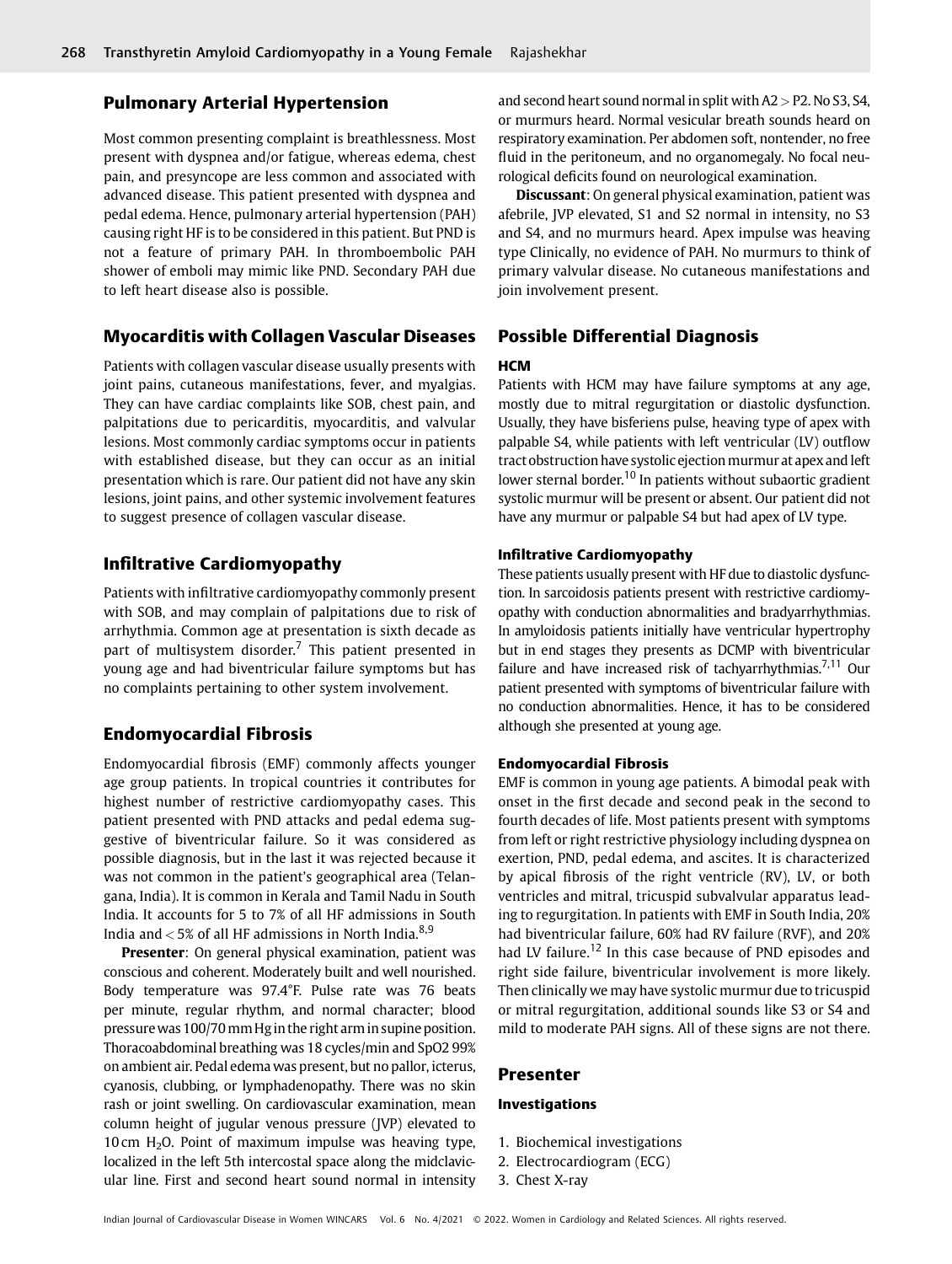## Pulmonary Arterial Hypertension

Most common presenting complaint is breathlessness. Most present with dyspnea and/or fatigue, whereas edema, chest pain, and presyncope are less common and associated with advanced disease. This patient presented with dyspnea and pedal edema. Hence, pulmonary arterial hypertension (PAH) causing right HF is to be considered in this patient. But PND is not a feature of primary PAH. In thromboembolic PAH shower of emboli may mimic like PND. Secondary PAH due to left heart disease also is possible.

## Myocarditis with Collagen Vascular Diseases

Patients with collagen vascular disease usually presents with joint pains, cutaneous manifestations, fever, and myalgias. They can have cardiac complaints like SOB, chest pain, and palpitations due to pericarditis, myocarditis, and valvular lesions. Most commonly cardiac symptoms occur in patients with established disease, but they can occur as an initial presentation which is rare. Our patient did not have any skin lesions, joint pains, and other systemic involvement features to suggest presence of collagen vascular disease.

## Infiltrative Cardiomyopathy

Patients with infiltrative cardiomyopathy commonly present with SOB, and may complain of palpitations due to risk of arrhythmia. Common age at presentation is sixth decade as part of multisystem disorder.[7] This patient presented in young age and had biventricular failure symptoms but has no complaints pertaining to other system involvement.

## Endomyocardial Fibrosis

Endomyocardial fibrosis (EMF) commonly affects younger age group patients. In tropical countries it contributes for highest number of restrictive cardiomyopathy cases. This patient presented with PND attacks and pedal edema suggestive of biventricular failure. So it was considered as possible diagnosis, but in the last it was rejected because it was not common in the patient's geographical area (Telangana, India). It is common in Kerala and Tamil Nadu in South India. It accounts for 5 to 7% of all HF admissions in South India and < 5% of all HF admissions in North India.[8,9]

**Presenter**: On general physical examination, patient was conscious and coherent. Moderately built and well nourished. Body temperature was 97.4°F. Pulse rate was 76 beats per minute, regular rhythm, and normal character; blood pressure was 100/70 mm Hg in the right arm in supine position. Thoracoabdominal breathing was 18 cycles/min and SpO2 99% on ambient air. Pedal edema was present, but no pallor, icterus, cyanosis, clubbing, or lymphadenopathy. There was no skin rash or joint swelling. On cardiovascular examination, mean column height of jugular venous pressure (JVP) elevated to 10 cm $H_2O$. Point of maximum impulse was heaving type, localized in the left 5th intercostal space along the midclavicular line. First and second heart sound normal in intensity and second heart sound normal in split with A2 > P2. No S3, S4, or murmurs heard. Normal vesicular breath sounds heard on respiratory examination. Per abdomen soft, nontender, no free fluid in the peritoneum, and no organomegaly. No focal neurological deficits found on neurological examination.

**Discussant**: On general physical examination, patient was afebrile, JVP elevated, S1 and S2 normal in intensity, no S3 and S4, and no murmurs heard. Apex impulse was heaving type Clinically, no evidence of PAH. No murmurs to think of primary valvular disease. No cutaneous manifestations and join involvement present.

## Possible Differential Diagnosis

### HCM

Patients with HCM may have failure symptoms at any age, mostly due to mitral regurgitation or diastolic dysfunction. Usually, they have bisferiens pulse, heaving type of apex with palpable S4, while patients with left ventricular (LV) outflow tract obstruction have systolic ejection murmur at apex and left lower sternal border.[10] In patients without subaortic gradient systolic murmur will be present or absent. Our patient did not have any murmur or palpable S4 but had apex of LV type.

### Infiltrative Cardiomyopathy

These patients usually present with HF due to diastolic dysfunction. In sarcoidosis patients present with restrictive cardiomyopathy with conduction abnormalities and bradyarrhythmias. In amyloidosis patients initially have ventricular hypertrophy but in end stages they presents as DCMP with biventricular failure and have increased risk of tachyarrhythmias.[7,11] Our patient presented with symptoms of biventricular failure with no conduction abnormalities. Hence, it has to be considered although she presented at young age.

### Endomyocardial Fibrosis

EMF is common in young age patients. A bimodal peak with onset in the first decade and second peak in the second to fourth decades of life. Most patients present with symptoms from left or right restrictive physiology including dyspnea on exertion, PND, pedal edema, and ascites. It is characterized by apical fibrosis of the right ventricle (RV), LV, or both ventricles and mitral, tricuspid subvalvular apparatus leading to regurgitation. In patients with EMF in South India, 20% had biventricular failure, 60% had RV failure (RVF), and 20% had LV failure.[12] In this case because of PND episodes and right side failure, biventricular involvement is more likely. Then clinically we may have systolic murmur due to tricuspid or mitral regurgitation, additional sounds like S3 or S4 and mild to moderate PAH signs. All of these signs are not there.

## Presenter

### Investigations

1. Biochemical investigations
2. Electrocardiogram (ECG)
3. Chest X-ray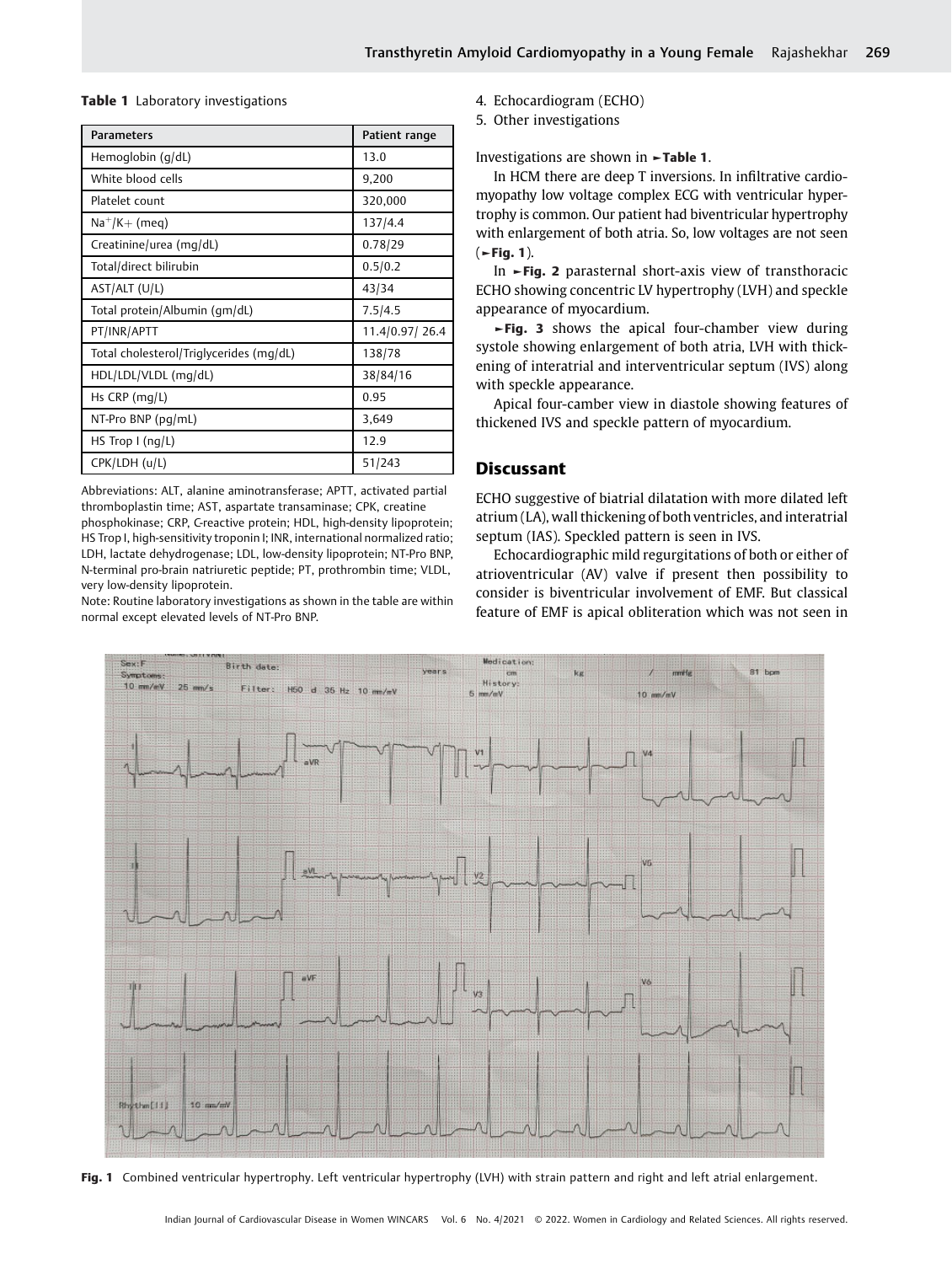**Table 1** Laboratory investigations

| Parameters | Patient range |
|---|---|
| Hemoglobin (g/dL) | 13.0 |
| White blood cells | 9,200 |
| Platelet count | 320,000 |
| $Na^{+}/K+$ (meq) | 137/4.4 |
| Creatinine/urea (mg/dL) | 0.78/29 |
| Total/direct bilirubin | 0.5/0.2 |
| AST/ALT (U/L) | 43/34 |
| Total protein/Albumin (gm/dL) | 7.5/4.5 |
| PT/INR/APTT | 11.4/0.97/ 26.4 |
| Total cholesterol/Triglycerides (mg/dL) | 138/78 |
| HDL/LDL/VLDL (mg/dL) | 38/84/16 |
| Hs CRP (mg/L) | 0.95 |
| NT-Pro BNP (pg/mL) | 3,649 |
| HS Trop I (ng/L) | 12.9 |
| CPK/LDH (u/L) | 51/243 |

Abbreviations: ALT, alanine aminotransferase; APTT, activated partial thromboplastin time; AST, aspartate transaminase; CPK, creatine phosphokinase; CRP, C-reactive protein; HDL, high-density lipoprotein; HS Trop I, high-sensitivity troponin I; INR, international normalized ratio; LDH, lactate dehydrogenase; LDL, low-density lipoprotein; NT-Pro BNP, N-terminal pro-brain natriuretic peptide; PT, prothrombin time; VLDL, very low-density lipoprotein.

Note: Routine laboratory investigations as shown in the table are within normal except elevated levels of NT-Pro BNP.

4. Echocardiogram (ECHO)
5. Other investigations

Investigations are shown in ►**Table 1**.

In HCM there are deep T inversions. In infiltrative cardiomyopathy low voltage complex ECG with ventricular hypertrophy is common. Our patient had biventricular hypertrophy with enlargement of both atria. So, low voltages are not seen (►**Fig. 1**).

In ►**Fig. 2** parasternal short-axis view of transthoracic ECHO showing concentric LV hypertrophy (LVH) and speckle appearance of myocardium.

►**Fig. 3** shows the apical four-chamber view during systole showing enlargement of both atria, LVH with thickening of interatrial and interventricular septum (IVS) along with speckle appearance.

Apical four-camber view in diastole showing features of thickened IVS and speckle pattern of myocardium.

## Discussant

ECHO suggestive of biatrial dilatation with more dilated left atrium (LA), wall thickening of both ventricles, and interatrial septum (IAS). Speckled pattern is seen in IVS.

Echocardiographic mild regurgitations of both or either of atrioventricular (AV) valve if present then possibility to consider is biventricular involvement of EMF. But classical feature of EMF is apical obliteration which was not seen in

**Fig. 1** Combined ventricular hypertrophy. Left ventricular hypertrophy (LVH) with strain pattern and right and left atrial enlargement.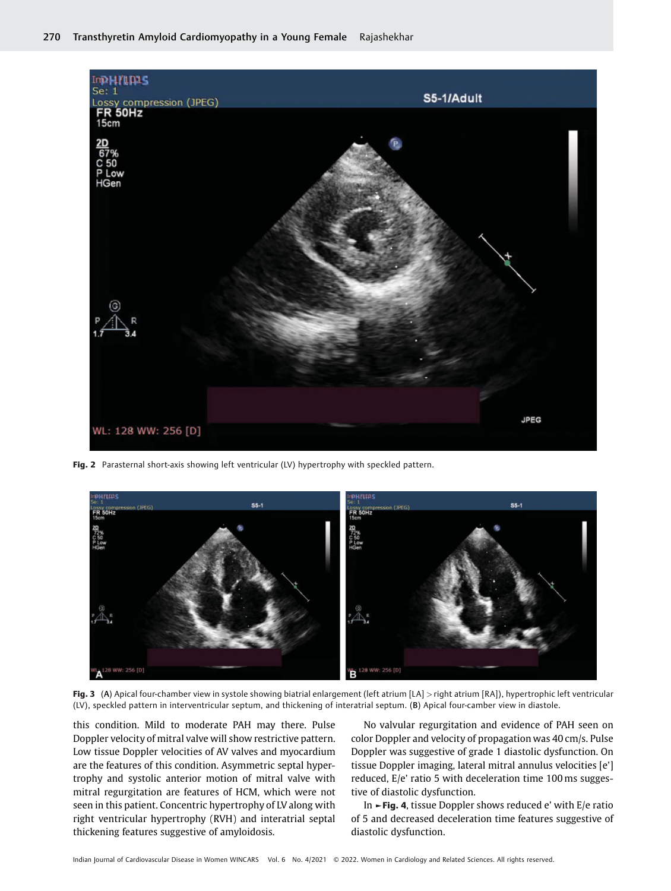Fig. 2 Parasternal short-axis showing left ventricular (LV) hypertrophy with speckled pattern.

Fig. 3 (A) Apical four-chamber view in systole showing biatrial enlargement (left atrium [LA] > right atrium [RA]), hypertrophic left ventricular (LV), speckled pattern in interventricular septum, and thickening of interatrial septum. (B) Apical four-camber view in diastole.

this condition. Mild to moderate PAH may there. Pulse Doppler velocity of mitral valve will show restrictive pattern. Low tissue Doppler velocities of AV valves and myocardium are the features of this condition. Asymmetric septal hypertrophy and systolic anterior motion of mitral valve with mitral regurgitation are features of HCM, which were not seen in this patient. Concentric hypertrophy of LV along with right ventricular hypertrophy (RVH) and interatrial septal thickening features suggestive of amyloidosis.

No valvular regurgitation and evidence of PAH seen on color Doppler and velocity of propagation was 40 cm/s. Pulse Doppler was suggestive of grade 1 diastolic dysfunction. On tissue Doppler imaging, lateral mitral annulus velocities [e'] reduced, E/e' ratio 5 with deceleration time 100 ms suggestive of diastolic dysfunction.

In ►Fig. 4, tissue Doppler shows reduced e' with E/e ratio of 5 and decreased deceleration time features suggestive of diastolic dysfunction.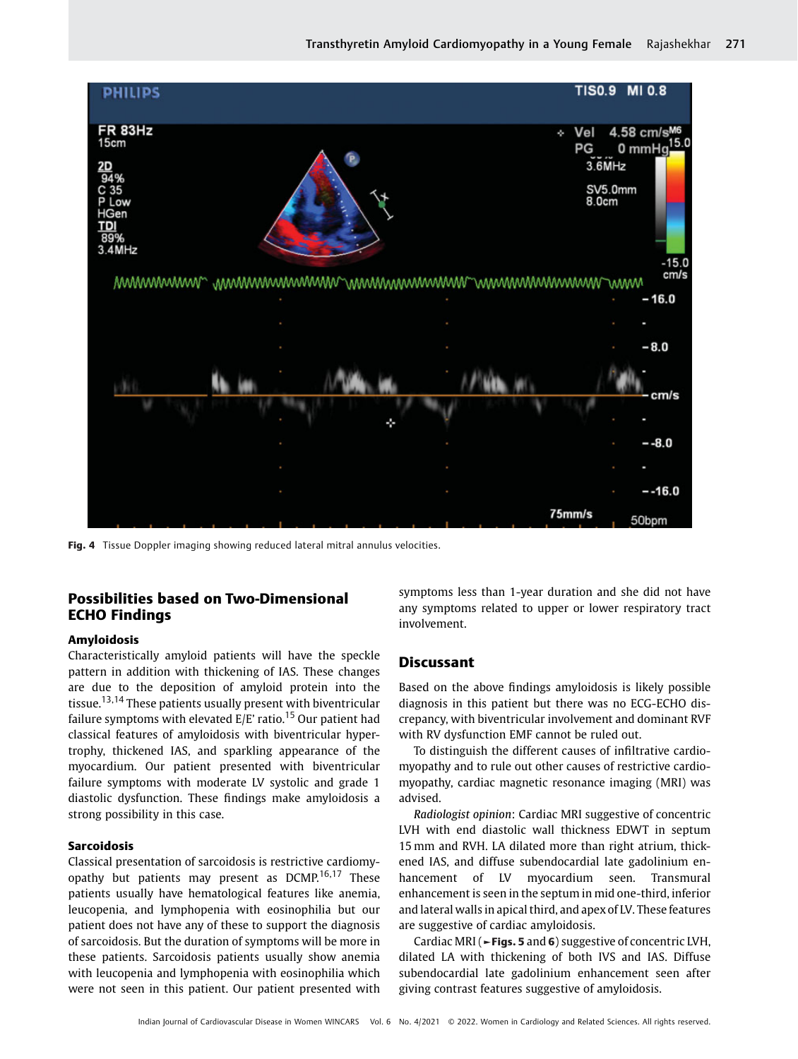Fig. 4 Tissue Doppler imaging showing reduced lateral mitral annulus velocities.

## Possibilities based on Two-Dimensional ECHO Findings

### Amyloidosis

Characteristically amyloid patients will have the speckle pattern in addition with thickening of IAS. These changes are due to the deposition of amyloid protein into the tissue.[13,14] These patients usually present with biventricular failure symptoms with elevated E/E' ratio.[15] Our patient had classical features of amyloidosis with biventricular hypertrophy, thickened IAS, and sparkling appearance of the myocardium. Our patient presented with biventricular failure symptoms with moderate LV systolic and grade 1 diastolic dysfunction. These findings make amyloidosis a strong possibility in this case.

### Sarcoidosis

Classical presentation of sarcoidosis is restrictive cardiomyopathy but patients may present as DCMP.[16,17] These patients usually have hematological features like anemia, leucopenia, and lymphopenia with eosinophilia but our patient does not have any of these to support the diagnosis of sarcoidosis. But the duration of symptoms will be more in these patients. Sarcoidosis patients usually show anemia with leucopenia and lymphopenia with eosinophilia which were not seen in this patient. Our patient presented with symptoms less than 1-year duration and she did not have any symptoms related to upper or lower respiratory tract involvement.

## Discussant

Based on the above findings amyloidosis is likely possible diagnosis in this patient but there was no ECG-ECHO discrepancy, with biventricular involvement and dominant RVF with RV dysfunction EMF cannot be ruled out.

To distinguish the different causes of infiltrative cardiomyopathy and to rule out other causes of restrictive cardiomyopathy, cardiac magnetic resonance imaging (MRI) was advised.

*Radiologist opinion*: Cardiac MRI suggestive of concentric LVH with end diastolic wall thickness EDWT in septum 15 mm and RVH. LA dilated more than right atrium, thickened IAS, and diffuse subendocardial late gadolinium enhancement of LV myocardium seen. Transmural enhancement is seen in the septum in mid one-third, inferior and lateral walls in apical third, and apex of LV. These features are suggestive of cardiac amyloidosis.

Cardiac MRI (►**Figs. 5** and **6**) suggestive of concentric LVH, dilated LA with thickening of both IVS and IAS. Diffuse subendocardial late gadolinium enhancement seen after giving contrast features suggestive of amyloidosis.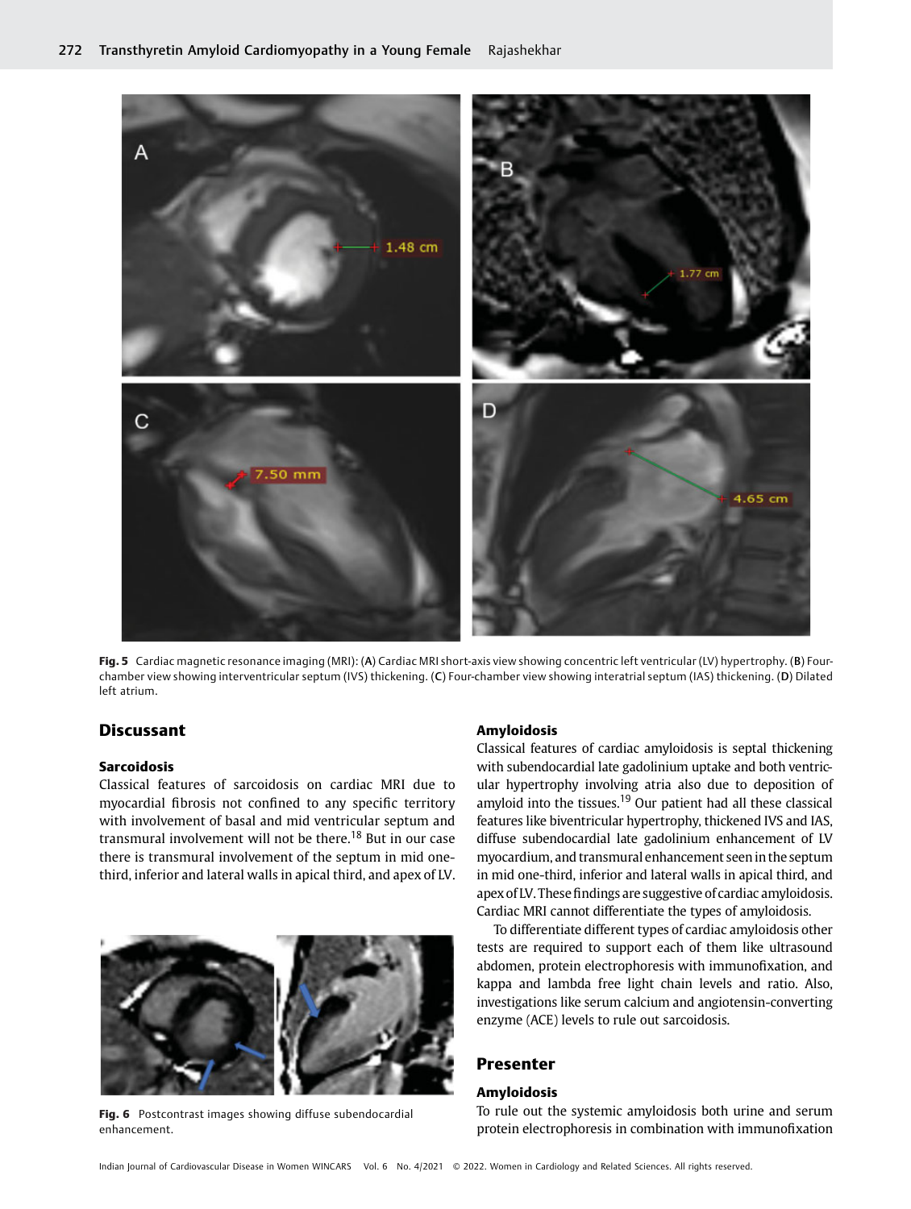Fig. 5 Cardiac magnetic resonance imaging (MRI): (A) Cardiac MRI short-axis view showing concentric left ventricular (LV) hypertrophy. (B) Four-chamber view showing interventricular septum (IVS) thickening. (C) Four-chamber view showing interatrial septum (IAS) thickening. (D) Dilated left atrium.

## Discussant

### Sarcoidosis

Classical features of sarcoidosis on cardiac MRI due to myocardial fibrosis not confined to any specific territory with involvement of basal and mid ventricular septum and transmural involvement will not be there.[18] But in our case there is transmural involvement of the septum in mid one-third, inferior and lateral walls in apical third, and apex of LV.

Fig. 6 Postcontrast images showing diffuse subendocardial enhancement.

### Amyloidosis

Classical features of cardiac amyloidosis is septal thickening with subendocardial late gadolinium uptake and both ventricular hypertrophy involving atria also due to deposition of amyloid into the tissues.[19] Our patient had all these classical features like biventricular hypertrophy, thickened IVS and IAS, diffuse subendocardial late gadolinium enhancement of LV myocardium, and transmural enhancement seen in the septum in mid one-third, inferior and lateral walls in apical third, and apex of LV. These findings are suggestive of cardiac amyloidosis. Cardiac MRI cannot differentiate the types of amyloidosis.

To differentiate different types of cardiac amyloidosis other tests are required to support each of them like ultrasound abdomen, protein electrophoresis with immunofixation, and kappa and lambda free light chain levels and ratio. Also, investigations like serum calcium and angiotensin-converting enzyme (ACE) levels to rule out sarcoidosis.

## Presenter

### Amyloidosis

To rule out the systemic amyloidosis both urine and serum protein electrophoresis in combination with immunofixation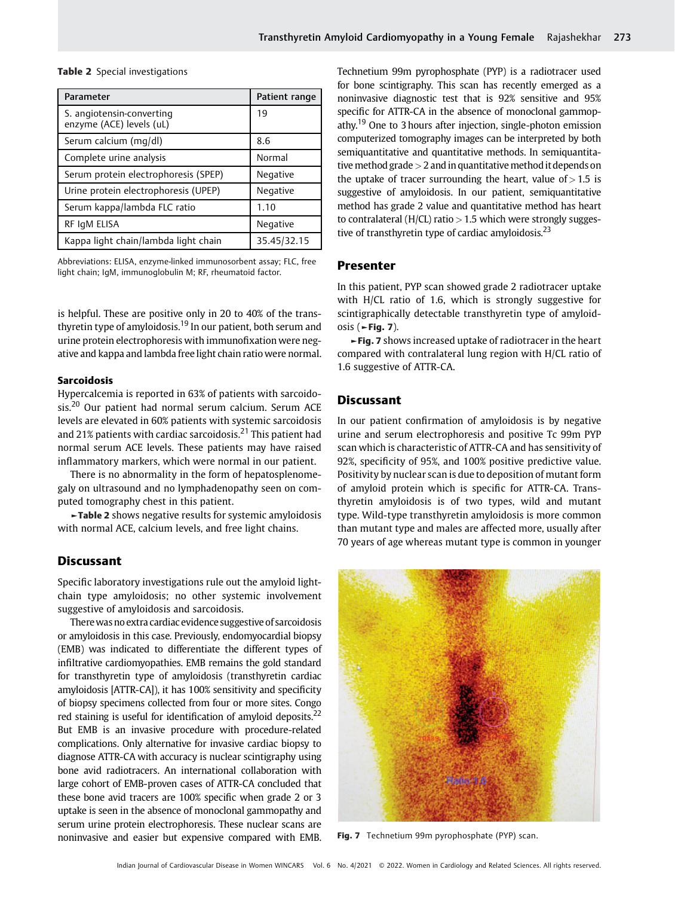**Table 2** Special investigations

| Parameter | Patient range |
| --- | --- |
| S. angiotensin-converting enzyme (ACE) levels (uL) | 19 |
| Serum calcium (mg/dl) | 8.6 |
| Complete urine analysis | Normal |
| Serum protein electrophoresis (SPEP) | Negative |
| Urine protein electrophoresis (UPEP) | Negative |
| Serum kappa/lambda FLC ratio | 1.10 |
| RF IgM ELISA | Negative |
| Kappa light chain/lambda light chain | 35.45/32.15 |

Abbreviations: ELISA, enzyme-linked immunosorbent assay; FLC, free light chain; IgM, immunoglobulin M; RF, rheumatoid factor.

is helpful. These are positive only in 20 to 40% of the transthyretin type of amyloidosis.[19] In our patient, both serum and urine protein electrophoresis with immunofixation were negative and kappa and lambda free light chain ratio were normal.

### Sarcoidosis

Hypercalcemia is reported in 63% of patients with sarcoidosis.[20] Our patient had normal serum calcium. Serum ACE levels are elevated in 60% patients with systemic sarcoidosis and 21% patients with cardiac sarcoidosis.[21] This patient had normal serum ACE levels. These patients may have raised inflammatory markers, which were normal in our patient.

There is no abnormality in the form of hepatosplenomegaly on ultrasound and no lymphadenopathy seen on computed tomography chest in this patient.

►**Table 2** shows negative results for systemic amyloidosis with normal ACE, calcium levels, and free light chains.

## Discussant

Specific laboratory investigations rule out the amyloid light-chain type amyloidosis; no other systemic involvement suggestive of amyloidosis and sarcoidosis.

There was no extra cardiac evidence suggestive of sarcoidosis or amyloidosis in this case. Previously, endomyocardial biopsy (EMB) was indicated to differentiate the different types of infiltrative cardiomyopathies. EMB remains the gold standard for transthyretin type of amyloidosis (transthyretin cardiac amyloidosis [ATTR-CA]), it has 100% sensitivity and specificity of biopsy specimens collected from four or more sites. Congo red staining is useful for identification of amyloid deposits.[22] But EMB is an invasive procedure with procedure-related complications. Only alternative for invasive cardiac biopsy to diagnose ATTR-CA with accuracy is nuclear scintigraphy using bone avid radiotracers. An international collaboration with large cohort of EMB-proven cases of ATTR-CA concluded that these bone avid tracers are 100% specific when grade 2 or 3 uptake is seen in the absence of monoclonal gammopathy and serum urine protein electrophoresis. These nuclear scans are noninvasive and easier but expensive compared with EMB. Technetium 99m pyrophosphate (PYP) is a radiotracer used for bone scintigraphy. This scan has recently emerged as a noninvasive diagnostic test that is 92% sensitive and 95% specific for ATTR-CA in the absence of monoclonal gammopathy.[19] One to 3 hours after injection, single-photon emission computerized tomography images can be interpreted by both semiquantitative and quantitative methods. In semiquantitative method grade > 2 and in quantitative method it depends on the uptake of tracer surrounding the heart, value of > 1.5 is suggestive of amyloidosis. In our patient, semiquantitative method has grade 2 value and quantitative method has heart to contralateral (H/CL) ratio > 1.5 which were strongly suggestive of transthyretin type of cardiac amyloidosis.[23]

## Presenter

In this patient, PYP scan showed grade 2 radiotracer uptake with H/CL ratio of 1.6, which is strongly suggestive for scintigraphically detectable transthyretin type of amyloidosis (►**Fig. 7**).

►**Fig. 7** shows increased uptake of radiotracer in the heart compared with contralateral lung region with H/CL ratio of 1.6 suggestive of ATTR-CA.

## Discussant

In our patient confirmation of amyloidosis is by negative urine and serum electrophoresis and positive Tc 99m PYP scan which is characteristic of ATTR-CA and has sensitivity of 92%, specificity of 95%, and 100% positive predictive value. Positivity by nuclear scan is due to deposition of mutant form of amyloid protein which is specific for ATTR-CA. Transthyretin amyloidosis is of two types, wild and mutant type. Wild-type transthyretin amyloidosis is more common than mutant type and males are affected more, usually after 70 years of age whereas mutant type is common in younger

**Fig. 7** Technetium 99m pyrophosphate (PYP) scan.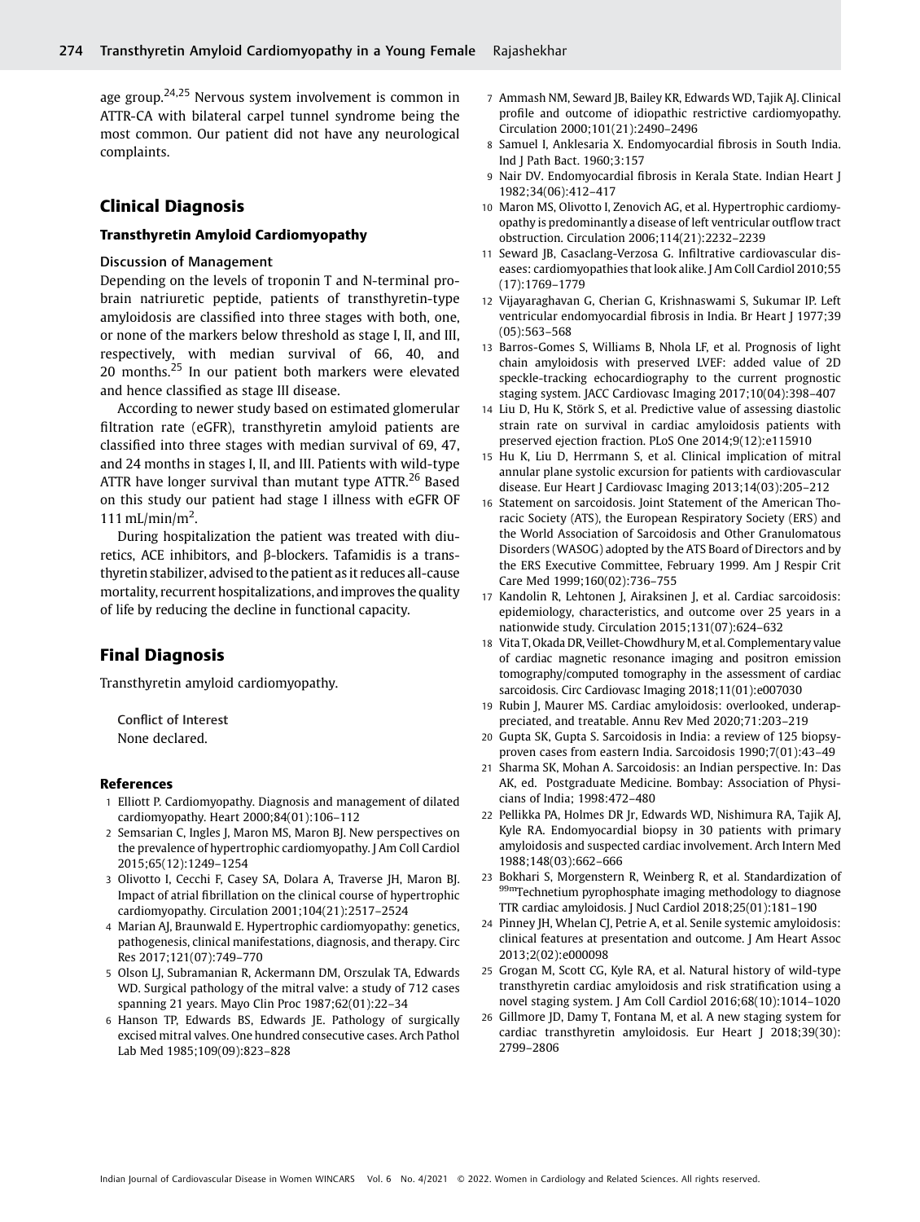age group.[24,25] Nervous system involvement is common in ATTR-CA with bilateral carpel tunnel syndrome being the most common. Our patient did not have any neurological complaints.

## Clinical Diagnosis

### Transthyretin Amyloid Cardiomyopathy

#### Discussion of Management

Depending on the levels of troponin T and N-terminal pro-brain natriuretic peptide, patients of transthyretin-type amyloidosis are classified into three stages with both, one, or none of the markers below threshold as stage I, II, and III, respectively, with median survival of 66, 40, and 20 months.[25] In our patient both markers were elevated and hence classified as stage III disease.

According to newer study based on estimated glomerular filtration rate (eGFR), transthyretin amyloid patients are classified into three stages with median survival of 69, 47, and 24 months in stages I, II, and III. Patients with wild-type ATTR have longer survival than mutant type ATTR.[26] Based on this study our patient had stage I illness with eGFR OF 111 mL/min/$m^2$.

During hospitalization the patient was treated with diuretics, ACE inhibitors, and β-blockers. Tafamidis is a transthyretin stabilizer, advised to the patient as it reduces all-cause mortality, recurrent hospitalizations, and improves the quality of life by reducing the decline in functional capacity.

## Final Diagnosis

Transthyretin amyloid cardiomyopathy.

**Conflict of Interest**
None declared.

## References

1. Elliott P. Cardiomyopathy. Diagnosis and management of dilated cardiomyopathy. Heart 2000;84(01):106–112
2. Semsarian C, Ingles J, Maron MS, Maron BJ. New perspectives on the prevalence of hypertrophic cardiomyopathy. J Am Coll Cardiol 2015;65(12):1249–1254
3. Olivotto I, Cecchi F, Casey SA, Dolara A, Traverse JH, Maron BJ. Impact of atrial fibrillation on the clinical course of hypertrophic cardiomyopathy. Circulation 2001;104(21):2517–2524
4. Marian AJ, Braunwald E. Hypertrophic cardiomyopathy: genetics, pathogenesis, clinical manifestations, diagnosis, and therapy. Circ Res 2017;121(07):749–770
5. Olson LJ, Subramanian R, Ackermann DM, Orszulak TA, Edwards WD. Surgical pathology of the mitral valve: a study of 712 cases spanning 21 years. Mayo Clin Proc 1987;62(01):22–34
6. Hanson TP, Edwards BS, Edwards JE. Pathology of surgically excised mitral valves. One hundred consecutive cases. Arch Pathol Lab Med 1985;109(09):823–828
7. Ammash NM, Seward JB, Bailey KR, Edwards WD, Tajik AJ. Clinical profile and outcome of idiopathic restrictive cardiomyopathy. Circulation 2000;101(21):2490–2496
8. Samuel I, Anklesaria X. Endomyocardial fibrosis in South India. Ind J Path Bact. 1960;3:157
9. Nair DV. Endomyocardial fibrosis in Kerala State. Indian Heart J 1982;34(06):412–417
10. Maron MS, Olivotto I, Zenovich AG, et al. Hypertrophic cardiomyopathy is predominantly a disease of left ventricular outflow tract obstruction. Circulation 2006;114(21):2232–2239
11. Seward JB, Casaclang-Verzosa G. Infiltrative cardiovascular diseases: cardiomyopathies that look alike. J Am Coll Cardiol 2010;55(17):1769–1779
12. Vijayaraghavan G, Cherian G, Krishnaswami S, Sukumar IP. Left ventricular endomyocardial fibrosis in India. Br Heart J 1977;39(05):563–568
13. Barros-Gomes S, Williams B, Nhola LF, et al. Prognosis of light chain amyloidosis with preserved LVEF: added value of 2D speckle-tracking echocardiography to the current prognostic staging system. JACC Cardiovasc Imaging 2017;10(04):398–407
14. Liu D, Hu K, Störk S, et al. Predictive value of assessing diastolic strain rate on survival in cardiac amyloidosis patients with preserved ejection fraction. PLoS One 2014;9(12):e115910
15. Hu K, Liu D, Herrmann S, et al. Clinical implication of mitral annular plane systolic excursion for patients with cardiovascular disease. Eur Heart J Cardiovasc Imaging 2013;14(03):205–212
16. Statement on sarcoidosis. Joint Statement of the American Thoracic Society (ATS), the European Respiratory Society (ERS) and the World Association of Sarcoidosis and Other Granulomatous Disorders (WASOG) adopted by the ATS Board of Directors and by the ERS Executive Committee, February 1999. Am J Respir Crit Care Med 1999;160(02):736–755
17. Kandolin R, Lehtonen J, Airaksinen J, et al. Cardiac sarcoidosis: epidemiology, characteristics, and outcome over 25 years in a nationwide study. Circulation 2015;131(07):624–632
18. Vita T, Okada DR, Veillet-Chowdhury M, et al. Complementary value of cardiac magnetic resonance imaging and positron emission tomography/computed tomography in the assessment of cardiac sarcoidosis. Circ Cardiovasc Imaging 2018;11(01):e007030
19. Rubin J, Maurer MS. Cardiac amyloidosis: overlooked, underappreciated, and treatable. Annu Rev Med 2020;71:203–219
20. Gupta SK, Gupta S. Sarcoidosis in India: a review of 125 biopsy-proven cases from eastern India. Sarcoidosis 1990;7(01):43–49
21. Sharma SK, Mohan A. Sarcoidosis: an Indian perspective. In: Das AK, ed. Postgraduate Medicine. Bombay: Association of Physicians of India; 1998:472–480
22. Pellikka PA, Holmes DR Jr, Edwards WD, Nishimura RA, Tajik AJ, Kyle RA. Endomyocardial biopsy in 30 patients with primary amyloidosis and suspected cardiac involvement. Arch Intern Med 1988;148(03):662–666
23. Bokhari S, Morgenstern R, Weinberg R, et al. Standardization of $^{99m}$Technetium pyrophosphate imaging methodology to diagnose TTR cardiac amyloidosis. J Nucl Cardiol 2018;25(01):181–190
24. Pinney JH, Whelan CJ, Petrie A, et al. Senile systemic amyloidosis: clinical features at presentation and outcome. J Am Heart Assoc 2013;2(02):e000098
25. Grogan M, Scott CG, Kyle RA, et al. Natural history of wild-type transthyretin cardiac amyloidosis and risk stratification using a novel staging system. J Am Coll Cardiol 2016;68(10):1014–1020
26. Gillmore JD, Damy T, Fontana M, et al. A new staging system for cardiac transthyretin amyloidosis. Eur Heart J 2018;39(30):2799–2806